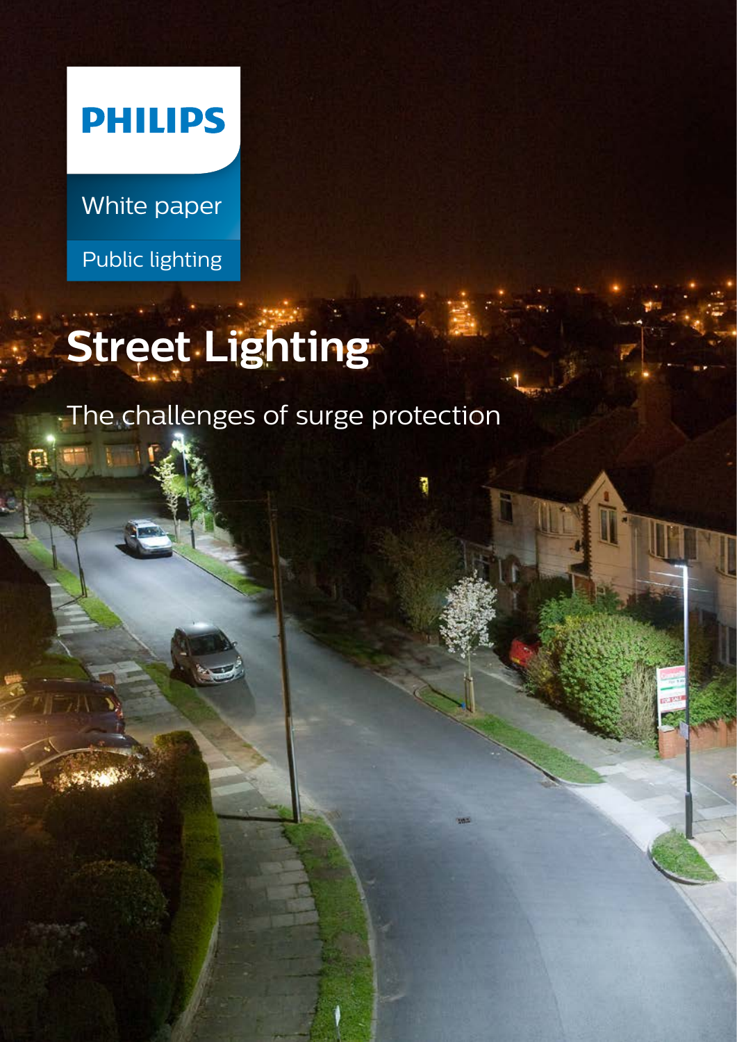PHILIPS

White paper

Public lighting

# Street Lighting

## The challenges of surge protection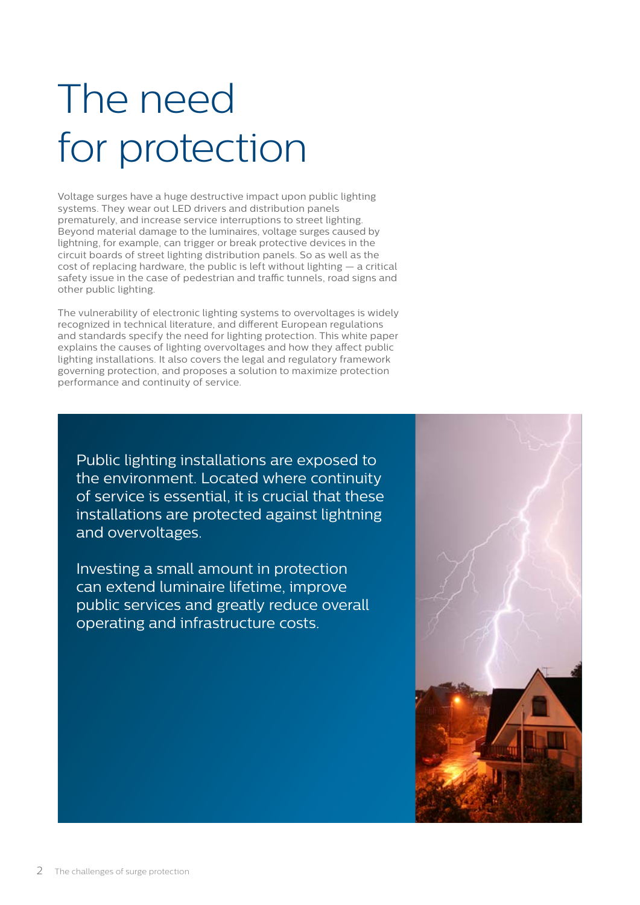# The need for protection

Voltage surges have a huge destructive impact upon public lighting systems. They wear out LED drivers and distribution panels prematurely, and increase service interruptions to street lighting. Beyond material damage to the luminaires, voltage surges caused by lightning, for example, can trigger or break protective devices in the circuit boards of street lighting distribution panels. So as well as the cost of replacing hardware, the public is left without lighting — a critical safety issue in the case of pedestrian and traffic tunnels, road signs and other public lighting.

The vulnerability of electronic lighting systems to overvoltages is widely recognized in technical literature, and different European regulations and standards specify the need for lighting protection. This white paper explains the causes of lighting overvoltages and how they affect public lighting installations. It also covers the legal and regulatory framework governing protection, and proposes a solution to maximize protection performance and continuity of service.

Public lighting installations are exposed to the environment. Located where continuity of service is essential, it is crucial that these installations are protected against lightning and overvoltages.

Investing a small amount in protection can extend luminaire lifetime, improve public services and greatly reduce overall operating and infrastructure costs.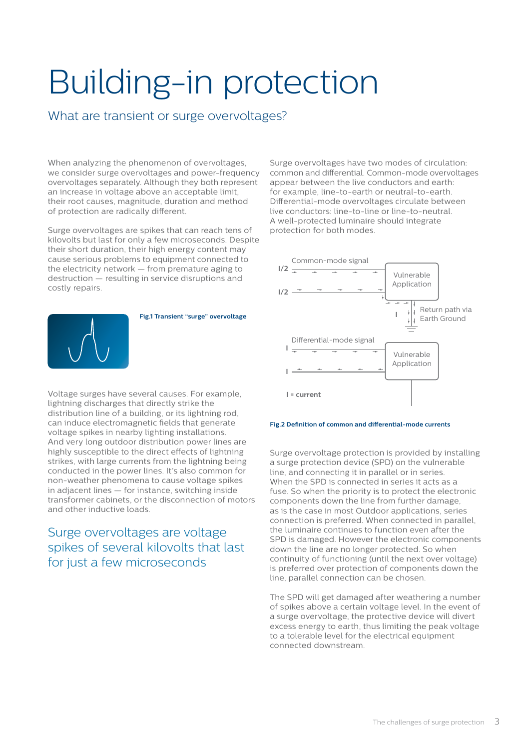# Building-in protection

## What are transient or surge overvoltages?

When analyzing the phenomenon of overvoltages, we consider surge overvoltages and power-frequency overvoltages separately. Although they both represent an increase in voltage above an acceptable limit, their root causes, magnitude, duration and method of protection are radically different.

Surge overvoltages are spikes that can reach tens of kilovolts but last for only a few microseconds. Despite their short duration, their high energy content may cause serious problems to equipment connected to the electricity network — from premature aging to destruction — resulting in service disruptions and costly repairs.

**Fig.1 Transient "surge" overvoltage**

Voltage surges have several causes. For example, lightning discharges that directly strike the distribution line of a building, or its lightning rod, can induce electromagnetic fields that generate voltage spikes in nearby lighting installations. And very long outdoor distribution power lines are highly susceptible to the direct effects of lightning strikes, with large currents from the lightning being conducted in the power lines. It's also common for non-weather phenomena to cause voltage spikes in adjacent lines — for instance, switching inside transformer cabinets, or the disconnection of motors and other inductive loads.

## Surge overvoltages are voltage spikes of several kilovolts that last for just a few microseconds

Surge overvoltages have two modes of circulation: common and differential. Common-mode overvoltages appear between the live conductors and earth: for example, line-to-earth or neutral-to-earth. Differential-mode overvoltages circulate between live conductors: line-to-line or line-to-neutral. A well-protected luminaire should integrate protection for both modes.

Common-mode signal

I/2

I/2

Vulnerable Application

I

Return path via Earth Ground

Differential-mode signal

I

I

Vulnerable Application

I = current

**Fig.2 Definition of common and differential-mode currents**

Surge overvoltage protection is provided by installing a surge protection device (SPD) on the vulnerable line, and connecting it in parallel or in series. When the SPD is connected in series it acts as a fuse. So when the priority is to protect the electronic components down the line from further damage, as is the case in most Outdoor applications, series connection is preferred. When connected in parallel, the luminaire continues to function even after the SPD is damaged. However the electronic components down the line are no longer protected. So when continuity of functioning (until the next over voltage) is preferred over protection of components down the line, parallel connection can be chosen.

The SPD will get damaged after weathering a number of spikes above a certain voltage level. In the event of a surge overvoltage, the protective device will divert excess energy to earth, thus limiting the peak voltage to a tolerable level for the electrical equipment connected downstream.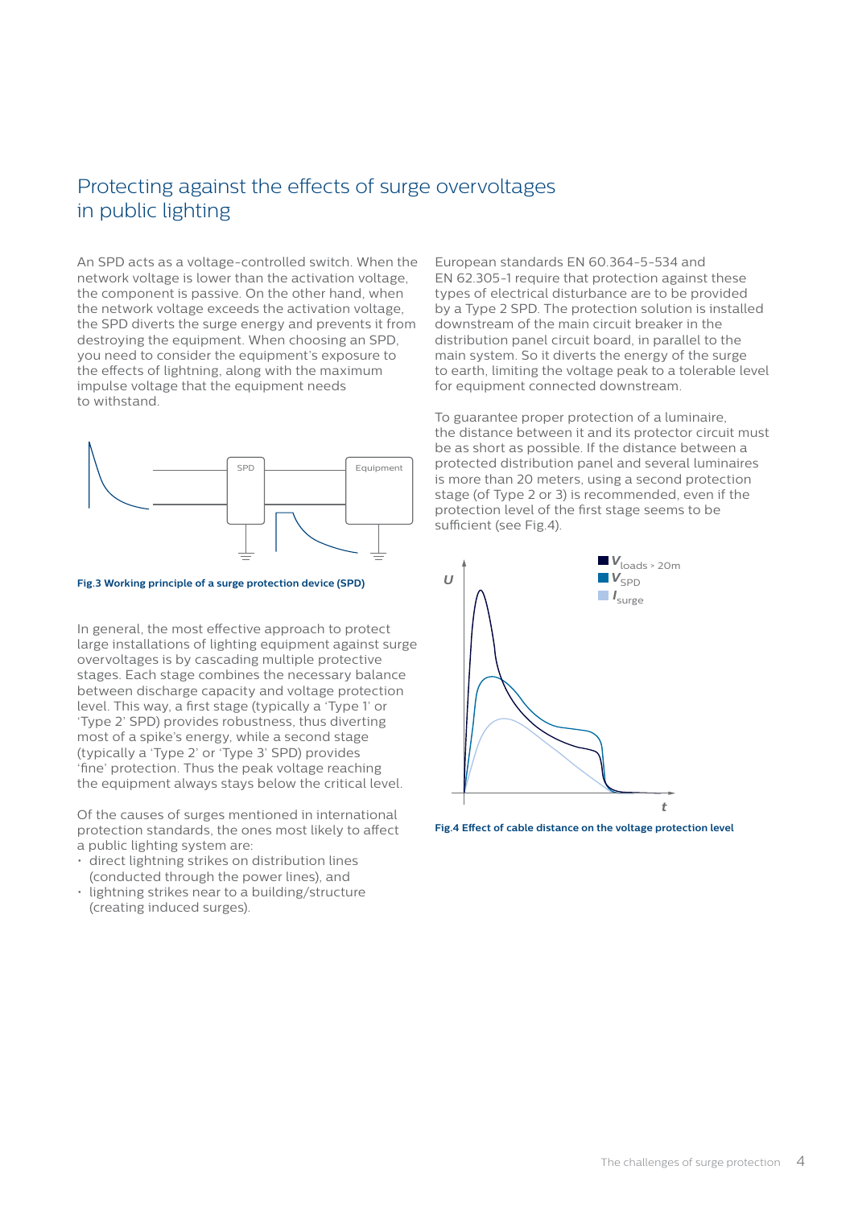# Protecting against the effects of surge overvoltages in public lighting

An SPD acts as a voltage-controlled switch. When the network voltage is lower than the activation voltage, the component is passive. On the other hand, when the network voltage exceeds the activation voltage, the SPD diverts the surge energy and prevents it from destroying the equipment. When choosing an SPD, you need to consider the equipment's exposure to the effects of lightning, along with the maximum impulse voltage that the equipment needs to withstand.

SPD

Equipment

**Fig.3 Working principle of a surge protection device (SPD)**

In general, the most effective approach to protect large installations of lighting equipment against surge overvoltages is by cascading multiple protective stages. Each stage combines the necessary balance between discharge capacity and voltage protection level. This way, a first stage (typically a 'Type 1' or 'Type 2' SPD) provides robustness, thus diverting most of a spike's energy, while a second stage (typically a 'Type 2' or 'Type 3' SPD) provides 'fine' protection. Thus the peak voltage reaching the equipment always stays below the critical level.

Of the causes of surges mentioned in international protection standards, the ones most likely to affect a public lighting system are:

- direct lightning strikes on distribution lines (conducted through the power lines), and
- lightning strikes near to a building/structure (creating induced surges).

European standards EN 60.364-5-534 and EN 62.305-1 require that protection against these types of electrical disturbance are to be provided by a Type 2 SPD. The protection solution is installed downstream of the main circuit breaker in the distribution panel circuit board, in parallel to the main system. So it diverts the energy of the surge to earth, limiting the voltage peak to a tolerable level for equipment connected downstream.

To guarantee proper protection of a luminaire, the distance between it and its protector circuit must be as short as possible. If the distance between a protected distribution panel and several luminaires is more than 20 meters, using a second protection stage (of Type 2 or 3) is recommended, even if the protection level of the first stage seems to be sufficient (see Fig.4).

U

t

$V_{loads > 20m}$

$V_{SPD}$

$I_{surge}$

**Fig.4 Effect of cable distance on the voltage protection level**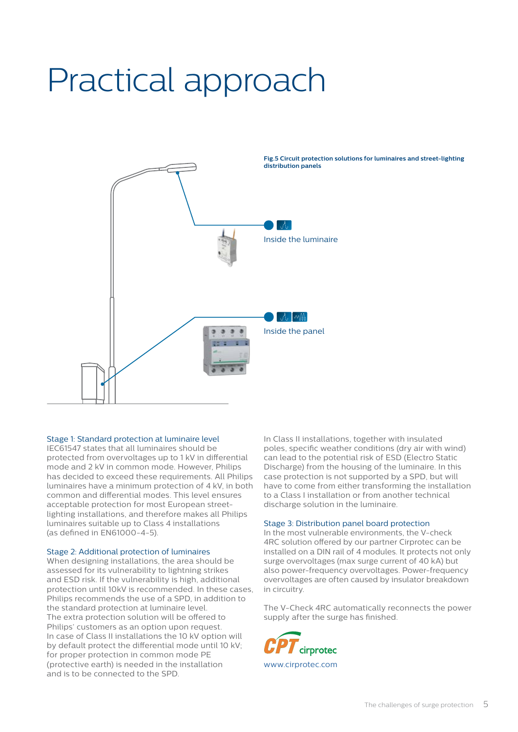# Practical approach

**Fig.5 Circuit protection solutions for luminaires and street-lighting distribution panels**

Inside the luminaire

Inside the panel

### Stage 1: Standard protection at luminaire level

IEC61547 states that all luminaires should be protected from overvoltages up to 1 kV in differential mode and 2 kV in common mode. However, Philips has decided to exceed these requirements. All Philips luminaires have a minimum protection of 4 kV, in both common and differential modes. This level ensures acceptable protection for most European street-lighting installations, and therefore makes all Philips luminaires suitable up to Class 4 installations (as defined in EN61000-4-5).

### Stage 2: Additional protection of luminaires

When designing installations, the area should be assessed for its vulnerability to lightning strikes and ESD risk. If the vulnerability is high, additional protection until 10kV is recommended. In these cases, Philips recommends the use of a SPD, in addition to the standard protection at luminaire level.
The extra protection solution will be offered to Philips' customers as an option upon request.
In case of Class II installations the 10 kV option will by default protect the differential mode until 10 kV; for proper protection in common mode PE (protective earth) is needed in the installation and is to be connected to the SPD.

In Class II installations, together with insulated poles, specific weather conditions (dry air with wind) can lead to the potential risk of ESD (Electro Static Discharge) from the housing of the luminaire. In this case protection is not supported by a SPD, but will have to come from either transforming the installation to a Class I installation or from another technical discharge solution in the luminaire.

### Stage 3: Distribution panel board protection

In the most vulnerable environments, the V-check 4RC solution offered by our partner Cirprotec can be installed on a DIN rail of 4 modules. It protects not only surge overvoltages (max surge current of 40 kA) but also power-frequency overvoltages. Power-frequency overvoltages are often caused by insulator breakdown in circuitry.

The V-Check 4RC automatically reconnects the power supply after the surge has finished.

CPT cirprotec

www.cirprotec.com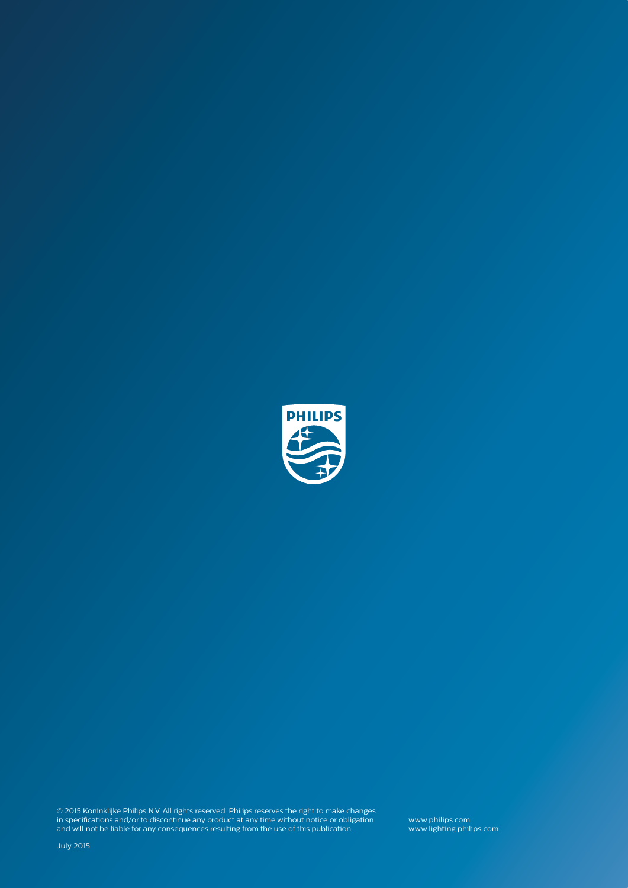PHILIPS

© 2015 Koninklijke Philips N.V. All rights reserved. Philips reserves the right to make changes in specifications and/or to discontinue any product at any time without notice or obligation and will not be liable for any consequences resulting from the use of this publication.

www.philips.com
www.lighting.philips.com

July 2015